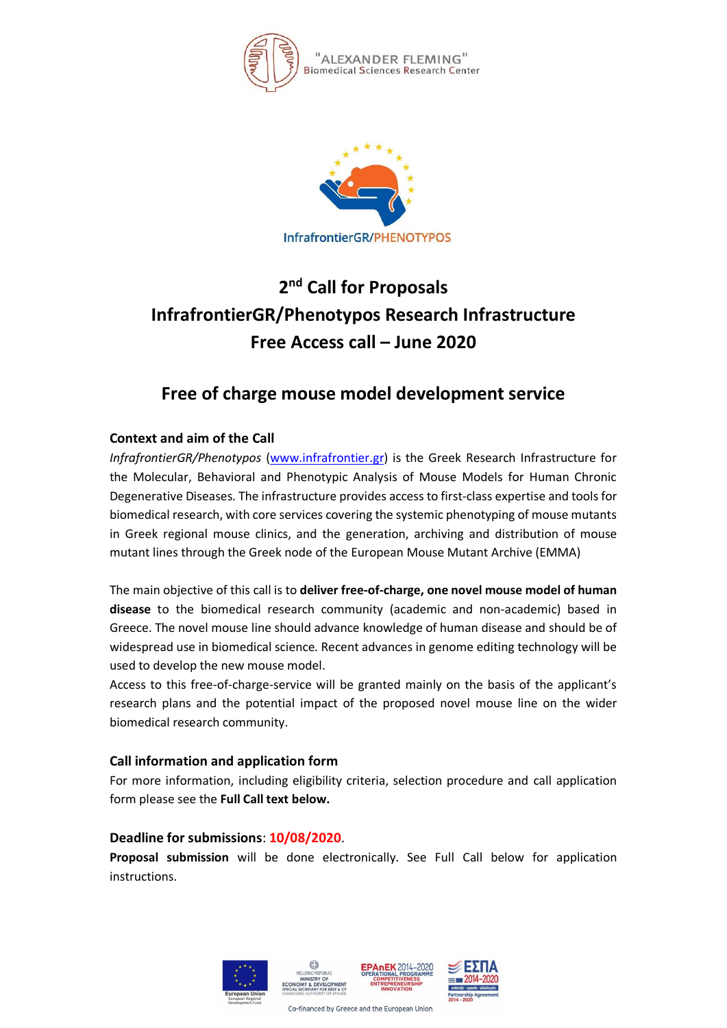"ALEXANDER FLEMING"
Biomedical Sciences Research Center

InfrafrontierGR/PHENOTYPOS

# 2nd Call for Proposals
# InfrafrontierGR/Phenotypos Research Infrastructure
# Free Access call – June 2020

## Free of charge mouse model development service

### Context and aim of the Call

*InfrafrontierGR/Phenotypos* (www.infrafrontier.gr) is the Greek Research Infrastructure for the Molecular, Behavioral and Phenotypic Analysis of Mouse Models for Human Chronic Degenerative Diseases. The infrastructure provides access to first-class expertise and tools for biomedical research, with core services covering the systemic phenotyping of mouse mutants in Greek regional mouse clinics, and the generation, archiving and distribution of mouse mutant lines through the Greek node of the European Mouse Mutant Archive (EMMA)

The main objective of this call is to **deliver free-of-charge, one novel mouse model of human disease** to the biomedical research community (academic and non-academic) based in Greece. The novel mouse line should advance knowledge of human disease and should be of widespread use in biomedical science. Recent advances in genome editing technology will be used to develop the new mouse model.

Access to this free-of-charge-service will be granted mainly on the basis of the applicant's research plans and the potential impact of the proposed novel mouse line on the wider biomedical research community.

### Call information and application form

For more information, including eligibility criteria, selection procedure and call application form please see the **Full Call text below.**

### Deadline for submissions: 10/08/2020.

**Proposal submission** will be done electronically. See Full Call below for application instructions.

Co-financed by Greece and the European Union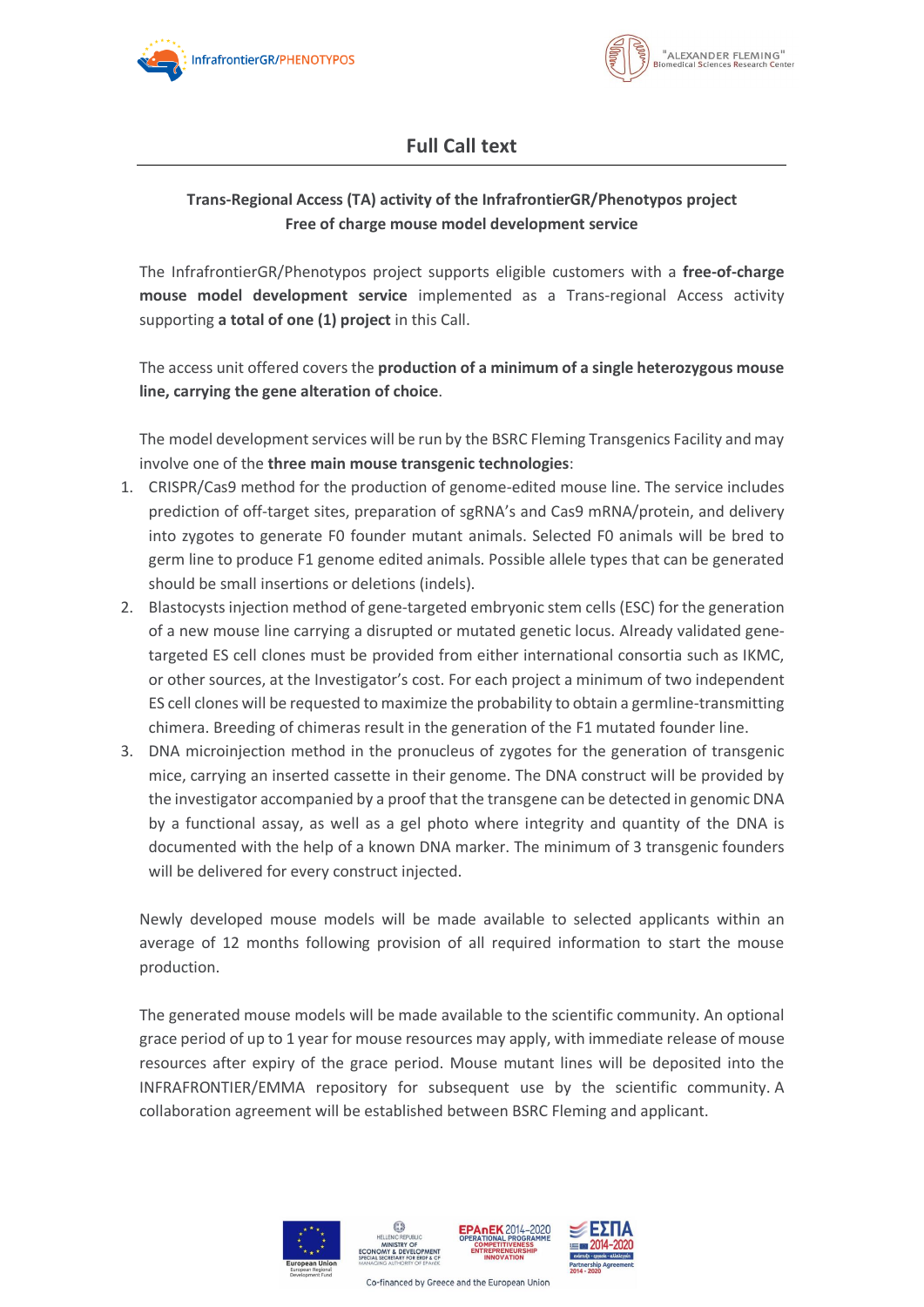## Full Call text

**Trans-Regional Access (TA) activity of the InfrafrontierGR/Phenotypos project**
**Free of charge mouse model development service**

The InfrafrontierGR/Phenotypos project supports eligible customers with a **free-of-charge mouse model development service** implemented as a Trans-regional Access activity supporting **a total of one (1) project** in this Call.

The access unit offered covers the **production of a minimum of a single heterozygous mouse line, carrying the gene alteration of choice**.

The model development services will be run by the BSRC Fleming Transgenics Facility and may involve one of the **three main mouse transgenic technologies**:

1. CRISPR/Cas9 method for the production of genome-edited mouse line. The service includes prediction of off-target sites, preparation of sgRNA's and Cas9 mRNA/protein, and delivery into zygotes to generate F0 founder mutant animals. Selected F0 animals will be bred to germ line to produce F1 genome edited animals. Possible allele types that can be generated should be small insertions or deletions (indels).
2. Blastocysts injection method of gene-targeted embryonic stem cells (ESC) for the generation of a new mouse line carrying a disrupted or mutated genetic locus. Already validated gene-targeted ES cell clones must be provided from either international consortia such as IKMC, or other sources, at the Investigator's cost. For each project a minimum of two independent ES cell clones will be requested to maximize the probability to obtain a germline-transmitting chimera. Breeding of chimeras result in the generation of the F1 mutated founder line.
3. DNA microinjection method in the pronucleus of zygotes for the generation of transgenic mice, carrying an inserted cassette in their genome. The DNA construct will be provided by the investigator accompanied by a proof that the transgene can be detected in genomic DNA by a functional assay, as well as a gel photo where integrity and quantity of the DNA is documented with the help of a known DNA marker. The minimum of 3 transgenic founders will be delivered for every construct injected.

Newly developed mouse models will be made available to selected applicants within an average of 12 months following provision of all required information to start the mouse production.

The generated mouse models will be made available to the scientific community. An optional grace period of up to 1 year for mouse resources may apply, with immediate release of mouse resources after expiry of the grace period. Mouse mutant lines will be deposited into the INFRAFRONTIER/EMMA repository for subsequent use by the scientific community. A collaboration agreement will be established between BSRC Fleming and applicant.

Co-financed by Greece and the European Union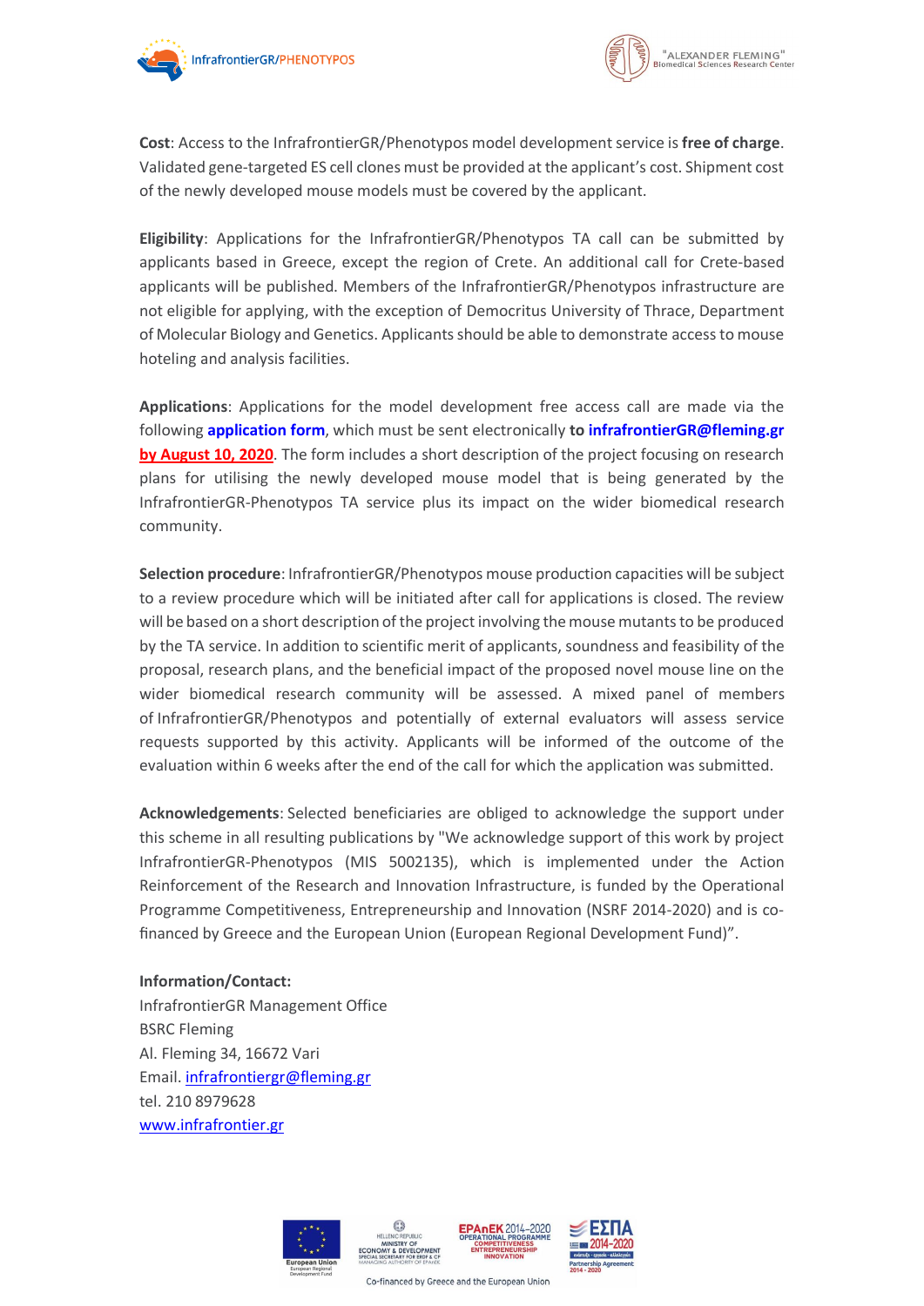**Cost**: Access to the InfrafrontierGR/Phenotypos model development service is **free of charge**. Validated gene-targeted ES cell clones must be provided at the applicant's cost. Shipment cost of the newly developed mouse models must be covered by the applicant.

**Eligibility**: Applications for the InfrafrontierGR/Phenotypos TA call can be submitted by applicants based in Greece, except the region of Crete. An additional call for Crete-based applicants will be published. Members of the InfrafrontierGR/Phenotypos infrastructure are not eligible for applying, with the exception of Democritus University of Thrace, Department of Molecular Biology and Genetics. Applicants should be able to demonstrate access to mouse hoteling and analysis facilities.

**Applications**: Applications for the model development free access call are made via the following **application form**, which must be sent electronically **to infrafrontierGR@fleming.gr by August 10, 2020**. The form includes a short description of the project focusing on research plans for utilising the newly developed mouse model that is being generated by the InfrafrontierGR-Phenotypos TA service plus its impact on the wider biomedical research community.

**Selection procedure**: InfrafrontierGR/Phenotypos mouse production capacities will be subject to a review procedure which will be initiated after call for applications is closed. The review will be based on a short description of the project involving the mouse mutants to be produced by the TA service. In addition to scientific merit of applicants, soundness and feasibility of the proposal, research plans, and the beneficial impact of the proposed novel mouse line on the wider biomedical research community will be assessed. A mixed panel of members of InfrafrontierGR/Phenotypos and potentially of external evaluators will assess service requests supported by this activity. Applicants will be informed of the outcome of the evaluation within 6 weeks after the end of the call for which the application was submitted.

**Acknowledgements**: Selected beneficiaries are obliged to acknowledge the support under this scheme in all resulting publications by "We acknowledge support of this work by project InfrafrontierGR-Phenotypos (MIS 5002135), which is implemented under the Action Reinforcement of the Research and Innovation Infrastructure, is funded by the Operational Programme Competitiveness, Entrepreneurship and Innovation (NSRF 2014-2020) and is co-financed by Greece and the European Union (European Regional Development Fund)".

**Information/Contact:**
InfrafrontierGR Management Office
BSRC Fleming
Al. Fleming 34, 16672 Vari
Email. infrafrontiergr@fleming.gr
tel. 210 8979628
www.infrafrontier.gr

Co-financed by Greece and the European Union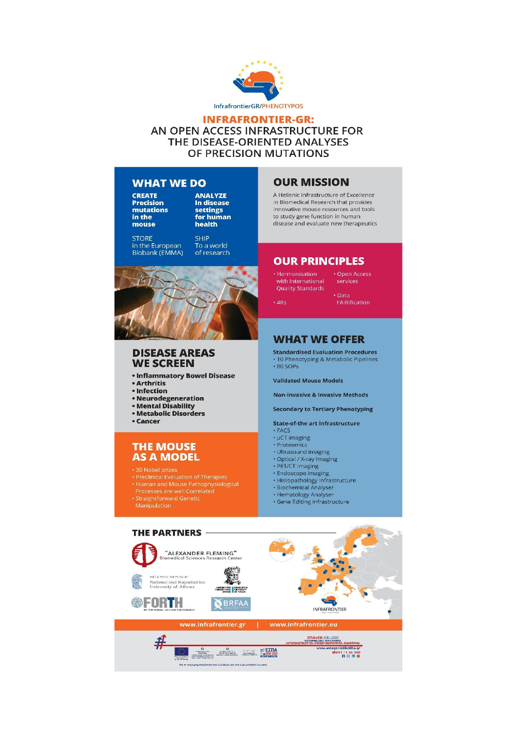InfrafrontierGR/PHENOTYPOS

# INFRAFRONTIER-GR:
# AN OPEN ACCESS INFRASTRUCTURE FOR THE DISEASE-ORIENTED ANALYSES OF PRECISION MUTATIONS

## WHAT WE DO

**CREATE**
**Precision mutations in the mouse**

**ANALYZE**
**In disease settings for human health**

STORE
in the European Biobank (EMMA)

SHIP
To a world of research

## OUR MISSION

A Hellenic Infrastructure of Excellence in Biomedical Research that provides innovative mouse resources and tools to study gene function in human disease and evaluate new therapeutics

## OUR PRINCIPLES

- Harmonisation with International Quality Standards
- 4Rs
- Open Access services
- Data FAIRification

## DISEASE AREAS WE SCREEN

- **Inflammatory Bowel Disease**
- **Arthritis**
- **Infection**
- **Neurodegeneration**
- **Mental Disability**
- **Metabolic Disorders**
- **Cancer**

## WHAT WE OFFER

**Standardised Evaluation Procedures**
- 10 Phenotyping & Metabolic Pipelines
- 80 SOPs

**Validated Mouse Models**

**Non-invasive & Invasive Methods**

**Secondary to Tertiary Phenotyping**

**State-of-the art Infrastructure**
- FACS
- μCT imaging
- Proteomics
- Ultrasound imaging
- Optical / X-ray Imaging
- PET/CT imaging
- Endoscope imaging
- Histopathology infrastructure
- Biochemical Analyser
- Hematology Analyser
- Gene Editing infrastructure

## THE MOUSE AS A MODEL

- 30 Nobel prizes
- Preclinical Evaluation of Therapies
- Human and Mouse Pathophysiological Processes are well Correlated
- Straightforward Genetic Manipulation

## THE PARTNERS

"ALEXANDER FLEMING" Biomedical Sciences Research Center

HELLENIC REPUBLIC
National and Kapodistrian University of Athens

FORTH

BRFAA

INFRAFRONTIER

www.infrafrontier.gr | www.infrafrontier.eu

ΕΠΑνΕΚ 2014-2020

www.antagonistikotita.gr